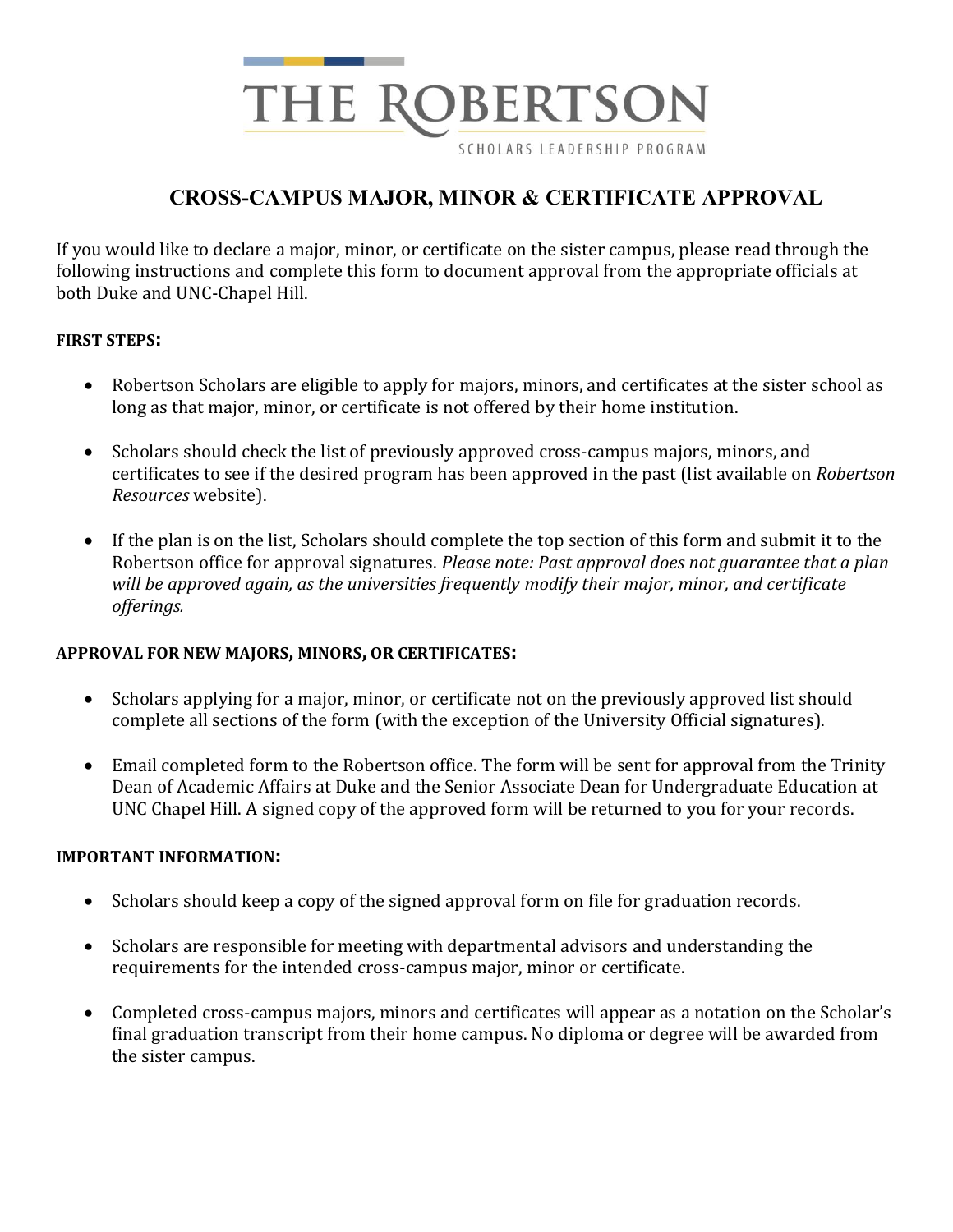# THE ROBERTSON

SCHOLARS LEADERSHIP PROGRAM

## CROSS-CAMPUS MAJOR, MINOR & CERTIFICATE APPROVAL

If you would like to declare a major, minor, or certificate on the sister campus, please read through the following instructions and complete this form to document approval from the appropriate officials at both Duke and UNC-Chapel Hill.

**FIRST STEPS:**

- Robertson Scholars are eligible to apply for majors, minors, and certificates at the sister school as long as that major, minor, or certificate is not offered by their home institution.
- Scholars should check the list of previously approved cross-campus majors, minors, and certificates to see if the desired program has been approved in the past (list available on *Robertson Resources* website).
- If the plan is on the list, Scholars should complete the top section of this form and submit it to the Robertson office for approval signatures. *Please note: Past approval does not guarantee that a plan will be approved again, as the universities frequently modify their major, minor, and certificate offerings.*

**APPROVAL FOR NEW MAJORS, MINORS, OR CERTIFICATES:**

- Scholars applying for a major, minor, or certificate not on the previously approved list should complete all sections of the form (with the exception of the University Official signatures).
- Email completed form to the Robertson office. The form will be sent for approval from the Trinity Dean of Academic Affairs at Duke and the Senior Associate Dean for Undergraduate Education at UNC Chapel Hill. A signed copy of the approved form will be returned to you for your records.

**IMPORTANT INFORMATION:**

- Scholars should keep a copy of the signed approval form on file for graduation records.
- Scholars are responsible for meeting with departmental advisors and understanding the requirements for the intended cross-campus major, minor or certificate.
- Completed cross-campus majors, minors and certificates will appear as a notation on the Scholar's final graduation transcript from their home campus. No diploma or degree will be awarded from the sister campus.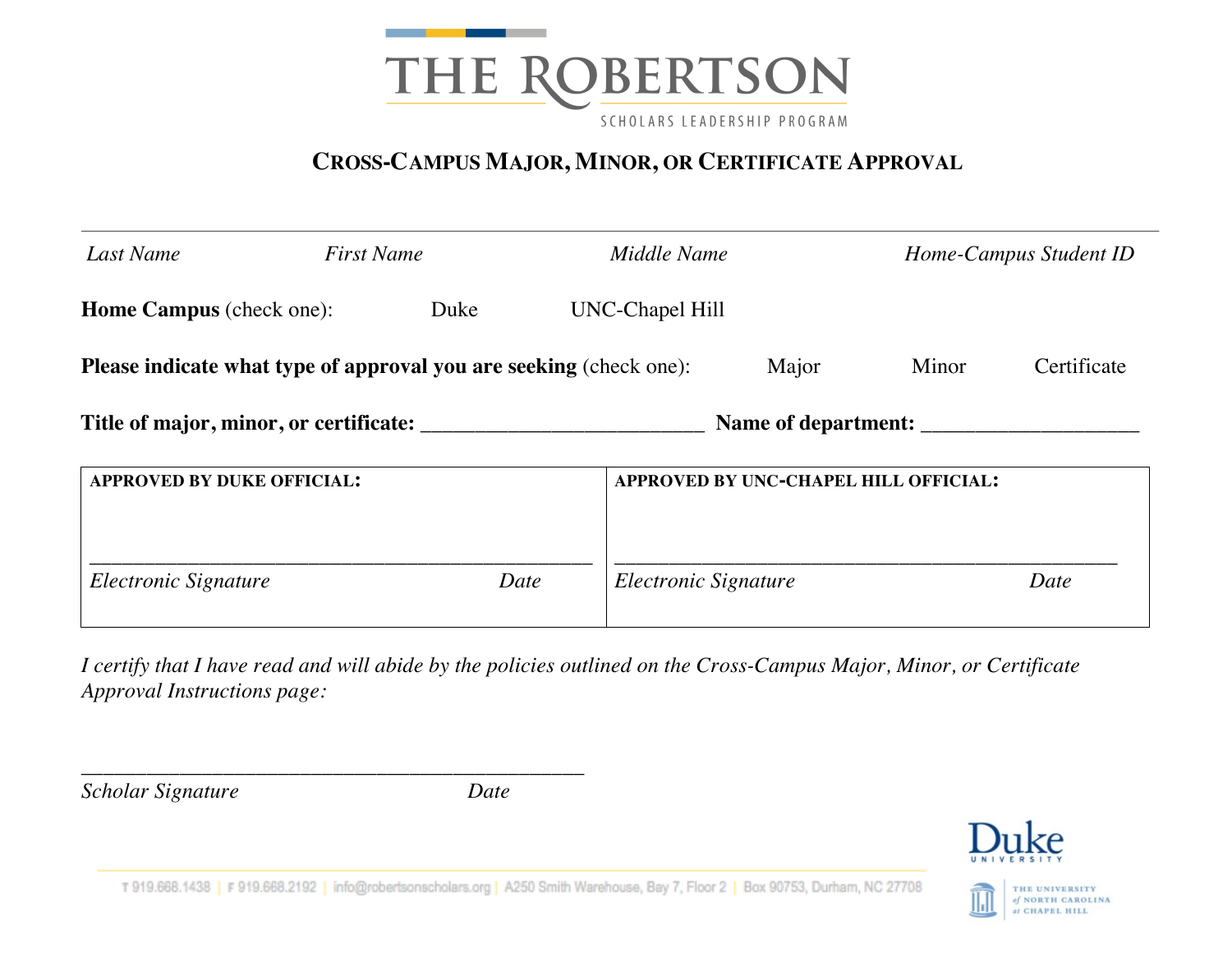# THE ROBERTSON

SCHOLARS LEADERSHIP PROGRAM

## CROSS-CAMPUS MAJOR, MINOR, OR CERTIFICATE APPROVAL

---

*Last Name* *First Name* *Middle Name* *Home-Campus Student ID*

**Home Campus** (check one): Duke UNC-Chapel Hill

**Please indicate what type of approval you are seeking** (check one): Major Minor Certificate

**Title of major, minor, or certificate:** ________________________ **Name of department:** ___________________

| **APPROVED BY DUKE OFFICIAL:** | **APPROVED BY UNC-CHAPEL HILL OFFICIAL:** |
|---|---|
| ______________________________________________ | ______________________________________________ |
| *Electronic Signature* *Date* | *Electronic Signature* *Date* |

*I certify that I have read and will abide by the policies outlined on the Cross-Campus Major, Minor, or Certificate Approval Instructions page:*

______________________________________________

*Scholar Signature* *Date*

T 919.668.1438 | F 919.668.2192 | info@robertsonscholars.org | A250 Smith Warehouse, Bay 7, Floor 2 | Box 90753, Durham, NC 27708

Duke UNIVERSITY

THE UNIVERSITY of NORTH CAROLINA at CHAPEL HILL